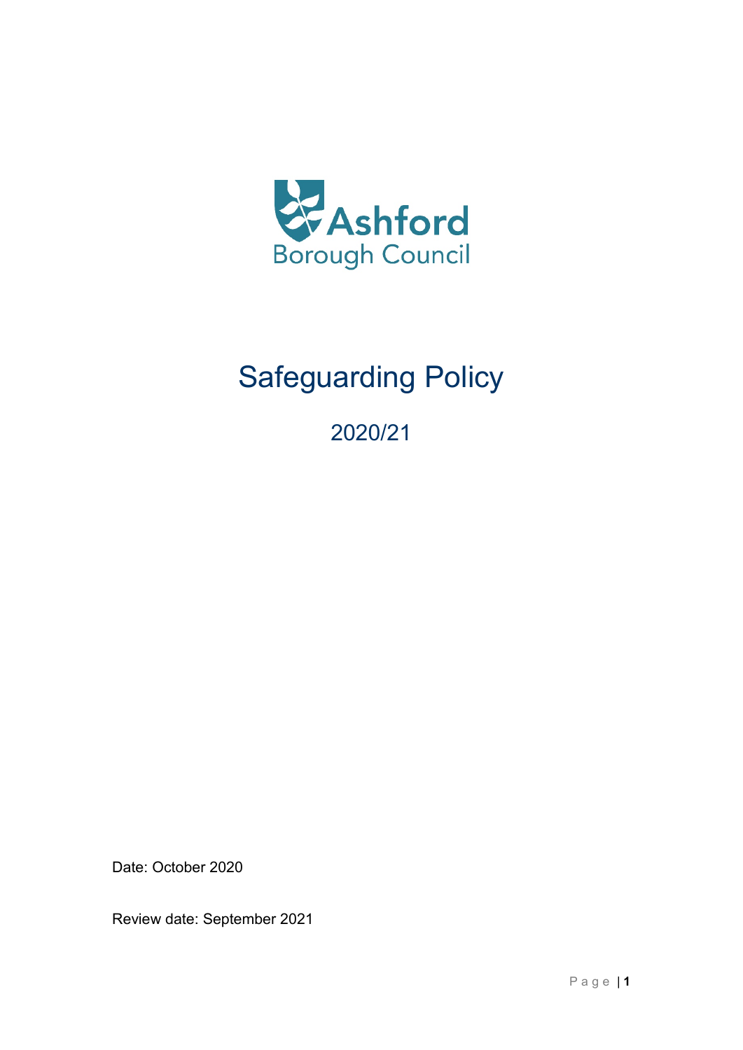Ashford Borough Council

# Safeguarding Policy

## 2020/21

Date: October 2020

Review date: September 2021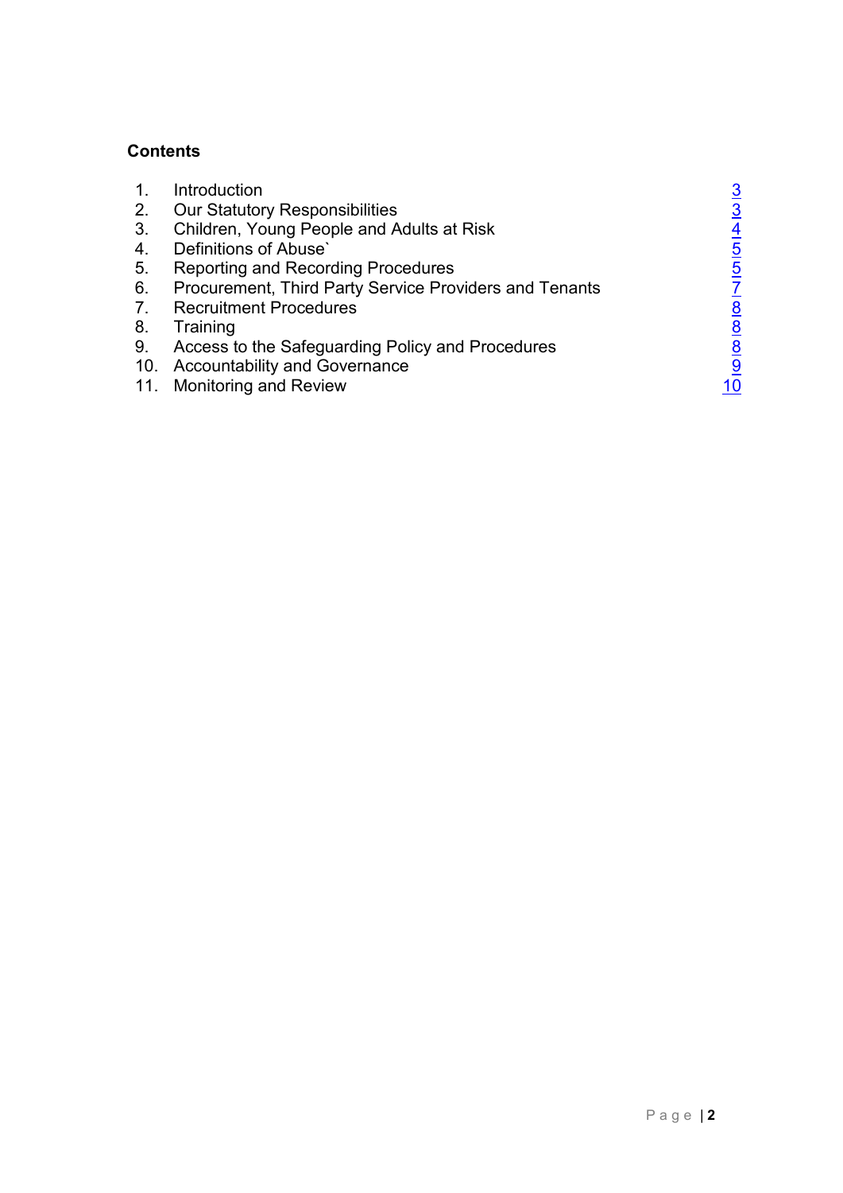**Contents**

| | | |
|---|---|---|
| 1. | Introduction | 3 |
| 2. | Our Statutory Responsibilities | 3 |
| 3. | Children, Young People and Adults at Risk | 4 |
| 4. | Definitions of Abuse` | 5 |
| 5. | Reporting and Recording Procedures | 5 |
| 6. | Procurement, Third Party Service Providers and Tenants | 7 |
| 7. | Recruitment Procedures | 8 |
| 8. | Training | 8 |
| 9. | Access to the Safeguarding Policy and Procedures | 8 |
| 10. | Accountability and Governance | 9 |
| 11. | Monitoring and Review | 10 |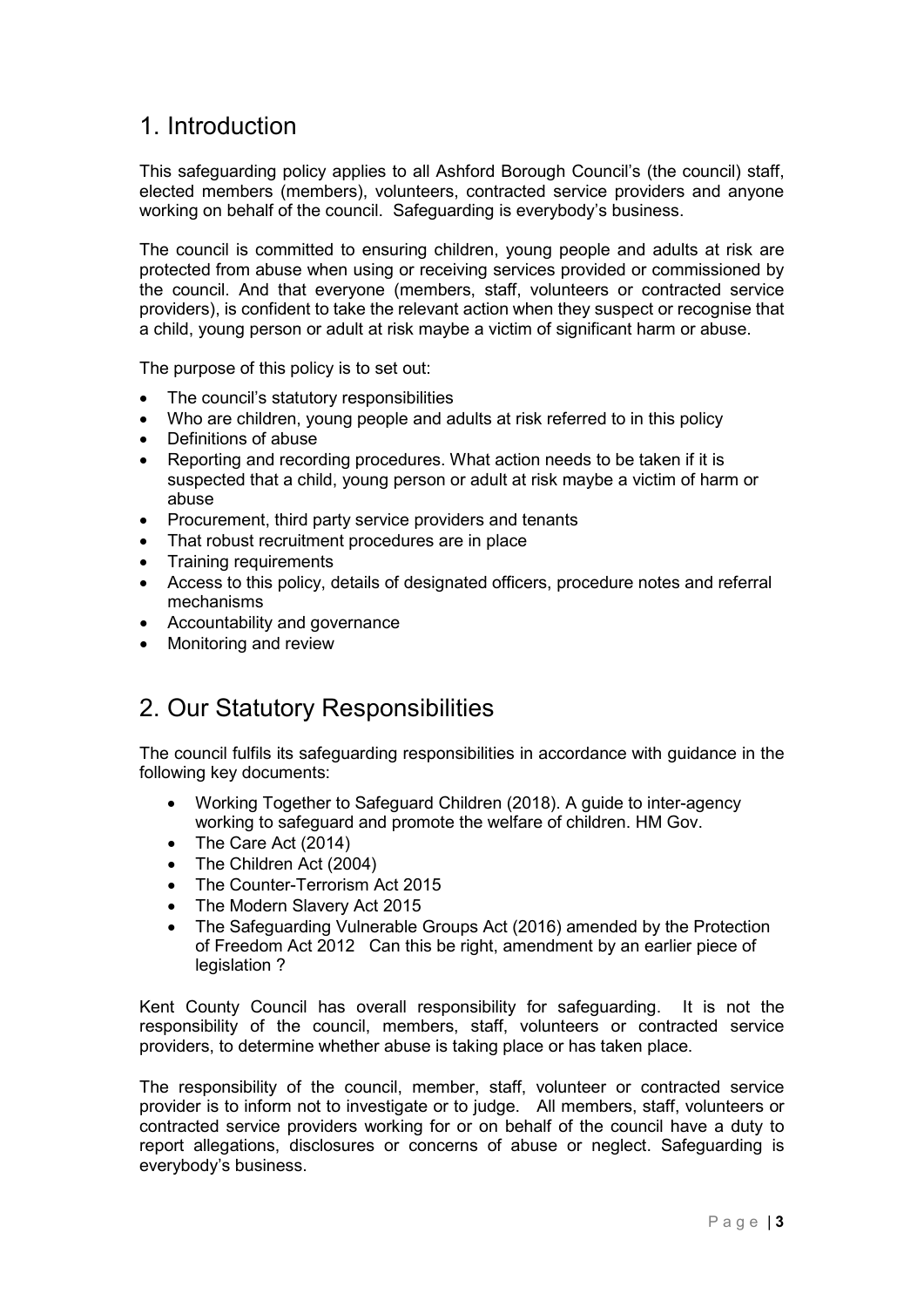## 1. Introduction

This safeguarding policy applies to all Ashford Borough Council's (the council) staff, elected members (members), volunteers, contracted service providers and anyone working on behalf of the council. Safeguarding is everybody's business.

The council is committed to ensuring children, young people and adults at risk are protected from abuse when using or receiving services provided or commissioned by the council. And that everyone (members, staff, volunteers or contracted service providers), is confident to take the relevant action when they suspect or recognise that a child, young person or adult at risk maybe a victim of significant harm or abuse.

The purpose of this policy is to set out:

- The council's statutory responsibilities
- Who are children, young people and adults at risk referred to in this policy
- Definitions of abuse
- Reporting and recording procedures. What action needs to be taken if it is suspected that a child, young person or adult at risk maybe a victim of harm or abuse
- Procurement, third party service providers and tenants
- That robust recruitment procedures are in place
- Training requirements
- Access to this policy, details of designated officers, procedure notes and referral mechanisms
- Accountability and governance
- Monitoring and review

## 2. Our Statutory Responsibilities

The council fulfils its safeguarding responsibilities in accordance with guidance in the following key documents:

- Working Together to Safeguard Children (2018). A guide to inter-agency working to safeguard and promote the welfare of children. HM Gov.
- The Care Act (2014)
- The Children Act (2004)
- The Counter-Terrorism Act 2015
- The Modern Slavery Act 2015
- The Safeguarding Vulnerable Groups Act (2016) amended by the Protection of Freedom Act 2012 Can this be right, amendment by an earlier piece of legislation ?

Kent County Council has overall responsibility for safeguarding. It is not the responsibility of the council, members, staff, volunteers or contracted service providers, to determine whether abuse is taking place or has taken place.

The responsibility of the council, member, staff, volunteer or contracted service provider is to inform not to investigate or to judge. All members, staff, volunteers or contracted service providers working for or on behalf of the council have a duty to report allegations, disclosures or concerns of abuse or neglect. Safeguarding is everybody's business.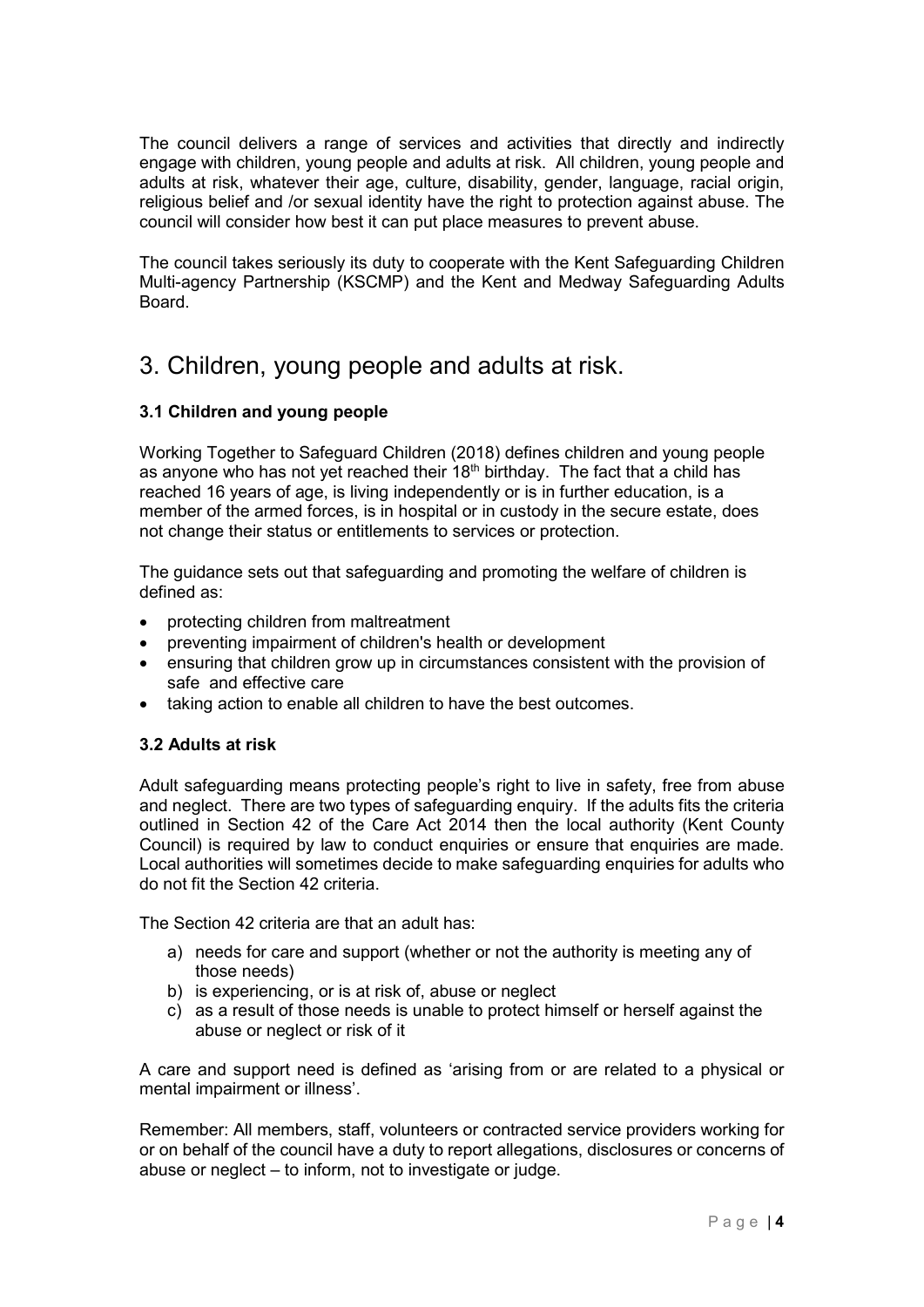The council delivers a range of services and activities that directly and indirectly engage with children, young people and adults at risk. All children, young people and adults at risk, whatever their age, culture, disability, gender, language, racial origin, religious belief and /or sexual identity have the right to protection against abuse. The council will consider how best it can put place measures to prevent abuse.

The council takes seriously its duty to cooperate with the Kent Safeguarding Children Multi-agency Partnership (KSCMP) and the Kent and Medway Safeguarding Adults Board.

# 3. Children, young people and adults at risk.

### 3.1 Children and young people

Working Together to Safeguard Children (2018) defines children and young people as anyone who has not yet reached their 18th birthday. The fact that a child has reached 16 years of age, is living independently or is in further education, is a member of the armed forces, is in hospital or in custody in the secure estate, does not change their status or entitlements to services or protection.

The guidance sets out that safeguarding and promoting the welfare of children is defined as:

- protecting children from maltreatment
- preventing impairment of children's health or development
- ensuring that children grow up in circumstances consistent with the provision of safe and effective care
- taking action to enable all children to have the best outcomes.

### 3.2 Adults at risk

Adult safeguarding means protecting people's right to live in safety, free from abuse and neglect. There are two types of safeguarding enquiry. If the adults fits the criteria outlined in Section 42 of the Care Act 2014 then the local authority (Kent County Council) is required by law to conduct enquiries or ensure that enquiries are made. Local authorities will sometimes decide to make safeguarding enquiries for adults who do not fit the Section 42 criteria.

The Section 42 criteria are that an adult has:

a) needs for care and support (whether or not the authority is meeting any of those needs)
b) is experiencing, or is at risk of, abuse or neglect
c) as a result of those needs is unable to protect himself or herself against the abuse or neglect or risk of it

A care and support need is defined as 'arising from or are related to a physical or mental impairment or illness'.

Remember: All members, staff, volunteers or contracted service providers working for or on behalf of the council have a duty to report allegations, disclosures or concerns of abuse or neglect – to inform, not to investigate or judge.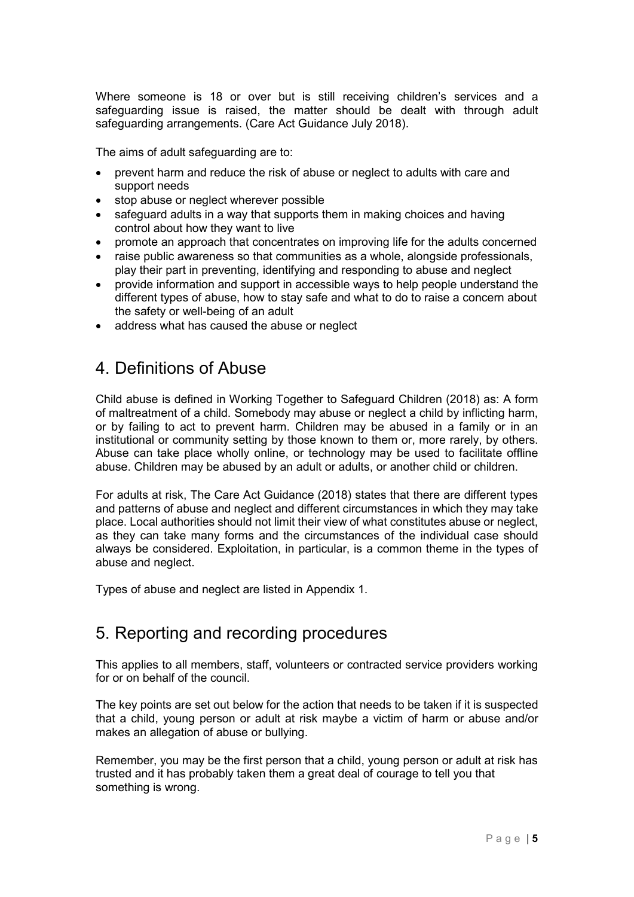Where someone is 18 or over but is still receiving children's services and a safeguarding issue is raised, the matter should be dealt with through adult safeguarding arrangements. (Care Act Guidance July 2018).

The aims of adult safeguarding are to:

- prevent harm and reduce the risk of abuse or neglect to adults with care and support needs
- stop abuse or neglect wherever possible
- safeguard adults in a way that supports them in making choices and having control about how they want to live
- promote an approach that concentrates on improving life for the adults concerned
- raise public awareness so that communities as a whole, alongside professionals, play their part in preventing, identifying and responding to abuse and neglect
- provide information and support in accessible ways to help people understand the different types of abuse, how to stay safe and what to do to raise a concern about the safety or well-being of an adult
- address what has caused the abuse or neglect

## 4. Definitions of Abuse

Child abuse is defined in Working Together to Safeguard Children (2018) as: A form of maltreatment of a child. Somebody may abuse or neglect a child by inflicting harm, or by failing to act to prevent harm. Children may be abused in a family or in an institutional or community setting by those known to them or, more rarely, by others. Abuse can take place wholly online, or technology may be used to facilitate offline abuse. Children may be abused by an adult or adults, or another child or children.

For adults at risk, The Care Act Guidance (2018) states that there are different types and patterns of abuse and neglect and different circumstances in which they may take place. Local authorities should not limit their view of what constitutes abuse or neglect, as they can take many forms and the circumstances of the individual case should always be considered. Exploitation, in particular, is a common theme in the types of abuse and neglect.

Types of abuse and neglect are listed in Appendix 1.

## 5. Reporting and recording procedures

This applies to all members, staff, volunteers or contracted service providers working for or on behalf of the council.

The key points are set out below for the action that needs to be taken if it is suspected that a child, young person or adult at risk maybe a victim of harm or abuse and/or makes an allegation of abuse or bullying.

Remember, you may be the first person that a child, young person or adult at risk has trusted and it has probably taken them a great deal of courage to tell you that something is wrong.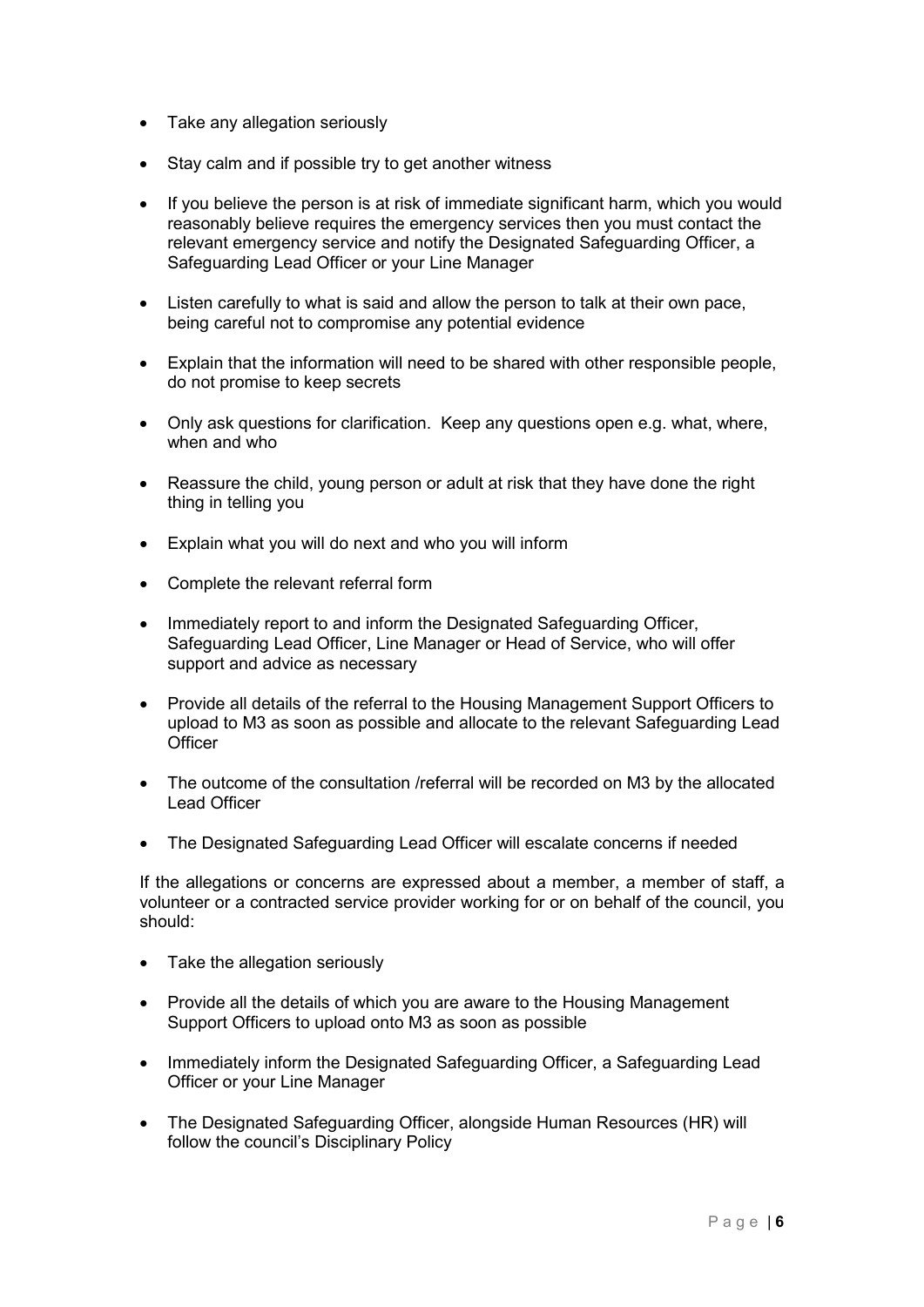- Take any allegation seriously
- Stay calm and if possible try to get another witness
- If you believe the person is at risk of immediate significant harm, which you would reasonably believe requires the emergency services then you must contact the relevant emergency service and notify the Designated Safeguarding Officer, a Safeguarding Lead Officer or your Line Manager
- Listen carefully to what is said and allow the person to talk at their own pace, being careful not to compromise any potential evidence
- Explain that the information will need to be shared with other responsible people, do not promise to keep secrets
- Only ask questions for clarification. Keep any questions open e.g. what, where, when and who
- Reassure the child, young person or adult at risk that they have done the right thing in telling you
- Explain what you will do next and who you will inform
- Complete the relevant referral form
- Immediately report to and inform the Designated Safeguarding Officer, Safeguarding Lead Officer, Line Manager or Head of Service, who will offer support and advice as necessary
- Provide all details of the referral to the Housing Management Support Officers to upload to M3 as soon as possible and allocate to the relevant Safeguarding Lead Officer
- The outcome of the consultation /referral will be recorded on M3 by the allocated Lead Officer
- The Designated Safeguarding Lead Officer will escalate concerns if needed

If the allegations or concerns are expressed about a member, a member of staff, a volunteer or a contracted service provider working for or on behalf of the council, you should:

- Take the allegation seriously
- Provide all the details of which you are aware to the Housing Management Support Officers to upload onto M3 as soon as possible
- Immediately inform the Designated Safeguarding Officer, a Safeguarding Lead Officer or your Line Manager
- The Designated Safeguarding Officer, alongside Human Resources (HR) will follow the council's Disciplinary Policy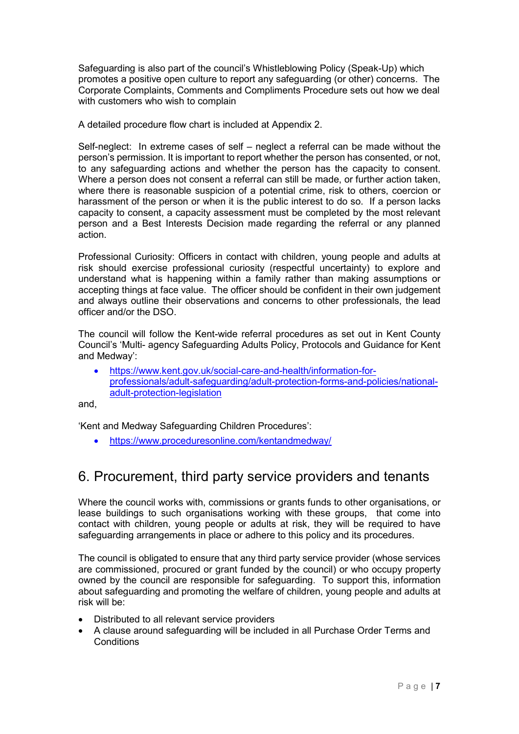Safeguarding is also part of the council's Whistleblowing Policy (Speak-Up) which promotes a positive open culture to report any safeguarding (or other) concerns. The Corporate Complaints, Comments and Compliments Procedure sets out how we deal with customers who wish to complain

A detailed procedure flow chart is included at Appendix 2.

Self-neglect: In extreme cases of self – neglect a referral can be made without the person's permission. It is important to report whether the person has consented, or not, to any safeguarding actions and whether the person has the capacity to consent. Where a person does not consent a referral can still be made, or further action taken, where there is reasonable suspicion of a potential crime, risk to others, coercion or harassment of the person or when it is the public interest to do so. If a person lacks capacity to consent, a capacity assessment must be completed by the most relevant person and a Best Interests Decision made regarding the referral or any planned action.

Professional Curiosity: Officers in contact with children, young people and adults at risk should exercise professional curiosity (respectful uncertainty) to explore and understand what is happening within a family rather than making assumptions or accepting things at face value. The officer should be confident in their own judgement and always outline their observations and concerns to other professionals, the lead officer and/or the DSO.

The council will follow the Kent-wide referral procedures as set out in Kent County Council's 'Multi- agency Safeguarding Adults Policy, Protocols and Guidance for Kent and Medway':

- https://www.kent.gov.uk/social-care-and-health/information-for-professionals/adult-safeguarding/adult-protection-forms-and-policies/national-adult-protection-legislation

and,

'Kent and Medway Safeguarding Children Procedures':

- https://www.proceduresonline.com/kentandmedway/

## 6. Procurement, third party service providers and tenants

Where the council works with, commissions or grants funds to other organisations, or lease buildings to such organisations working with these groups, that come into contact with children, young people or adults at risk, they will be required to have safeguarding arrangements in place or adhere to this policy and its procedures.

The council is obligated to ensure that any third party service provider (whose services are commissioned, procured or grant funded by the council) or who occupy property owned by the council are responsible for safeguarding. To support this, information about safeguarding and promoting the welfare of children, young people and adults at risk will be:

- Distributed to all relevant service providers
- A clause around safeguarding will be included in all Purchase Order Terms and Conditions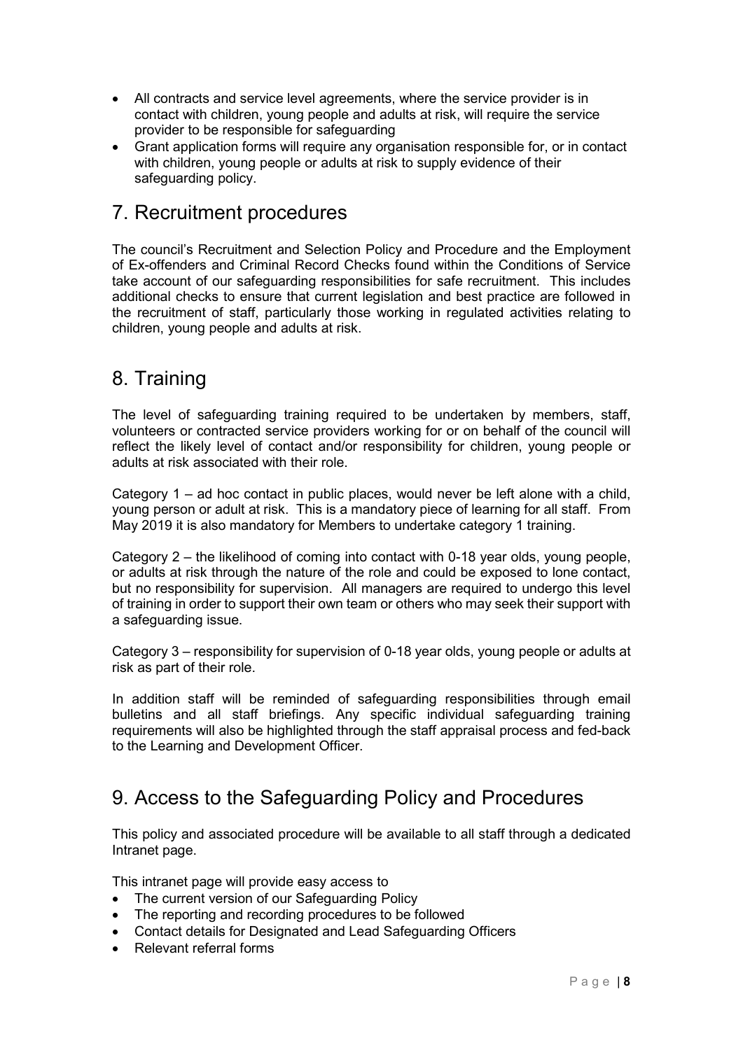- All contracts and service level agreements, where the service provider is in contact with children, young people and adults at risk, will require the service provider to be responsible for safeguarding
- Grant application forms will require any organisation responsible for, or in contact with children, young people or adults at risk to supply evidence of their safeguarding policy.

## 7. Recruitment procedures

The council's Recruitment and Selection Policy and Procedure and the Employment of Ex-offenders and Criminal Record Checks found within the Conditions of Service take account of our safeguarding responsibilities for safe recruitment. This includes additional checks to ensure that current legislation and best practice are followed in the recruitment of staff, particularly those working in regulated activities relating to children, young people and adults at risk.

## 8. Training

The level of safeguarding training required to be undertaken by members, staff, volunteers or contracted service providers working for or on behalf of the council will reflect the likely level of contact and/or responsibility for children, young people or adults at risk associated with their role.

Category 1 – ad hoc contact in public places, would never be left alone with a child, young person or adult at risk. This is a mandatory piece of learning for all staff. From May 2019 it is also mandatory for Members to undertake category 1 training.

Category 2 – the likelihood of coming into contact with 0-18 year olds, young people, or adults at risk through the nature of the role and could be exposed to lone contact, but no responsibility for supervision. All managers are required to undergo this level of training in order to support their own team or others who may seek their support with a safeguarding issue.

Category 3 – responsibility for supervision of 0-18 year olds, young people or adults at risk as part of their role.

In addition staff will be reminded of safeguarding responsibilities through email bulletins and all staff briefings. Any specific individual safeguarding training requirements will also be highlighted through the staff appraisal process and fed-back to the Learning and Development Officer.

## 9. Access to the Safeguarding Policy and Procedures

This policy and associated procedure will be available to all staff through a dedicated Intranet page.

This intranet page will provide easy access to

- The current version of our Safeguarding Policy
- The reporting and recording procedures to be followed
- Contact details for Designated and Lead Safeguarding Officers
- Relevant referral forms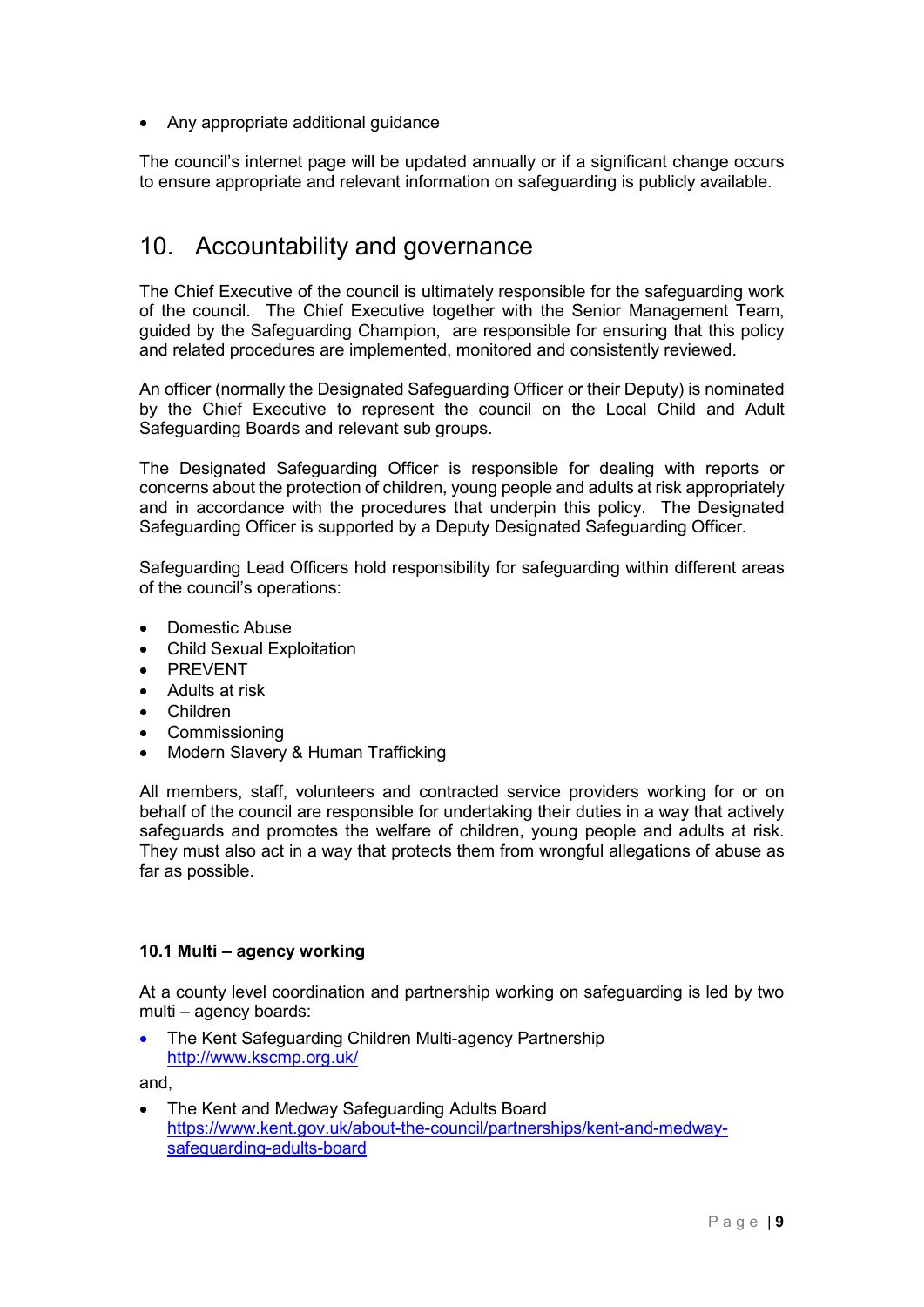- Any appropriate additional guidance

The council's internet page will be updated annually or if a significant change occurs to ensure appropriate and relevant information on safeguarding is publicly available.

# 10. Accountability and governance

The Chief Executive of the council is ultimately responsible for the safeguarding work of the council. The Chief Executive together with the Senior Management Team, guided by the Safeguarding Champion, are responsible for ensuring that this policy and related procedures are implemented, monitored and consistently reviewed.

An officer (normally the Designated Safeguarding Officer or their Deputy) is nominated by the Chief Executive to represent the council on the Local Child and Adult Safeguarding Boards and relevant sub groups.

The Designated Safeguarding Officer is responsible for dealing with reports or concerns about the protection of children, young people and adults at risk appropriately and in accordance with the procedures that underpin this policy. The Designated Safeguarding Officer is supported by a Deputy Designated Safeguarding Officer.

Safeguarding Lead Officers hold responsibility for safeguarding within different areas of the council's operations:

- Domestic Abuse
- Child Sexual Exploitation
- PREVENT
- Adults at risk
- Children
- Commissioning
- Modern Slavery & Human Trafficking

All members, staff, volunteers and contracted service providers working for or on behalf of the council are responsible for undertaking their duties in a way that actively safeguards and promotes the welfare of children, young people and adults at risk. They must also act in a way that protects them from wrongful allegations of abuse as far as possible.

### 10.1 Multi – agency working

At a county level coordination and partnership working on safeguarding is led by two multi – agency boards:

- The Kent Safeguarding Children Multi-agency Partnership
  http://www.kscmp.org.uk/

and,

- The Kent and Medway Safeguarding Adults Board
  https://www.kent.gov.uk/about-the-council/partnerships/kent-and-medway-safeguarding-adults-board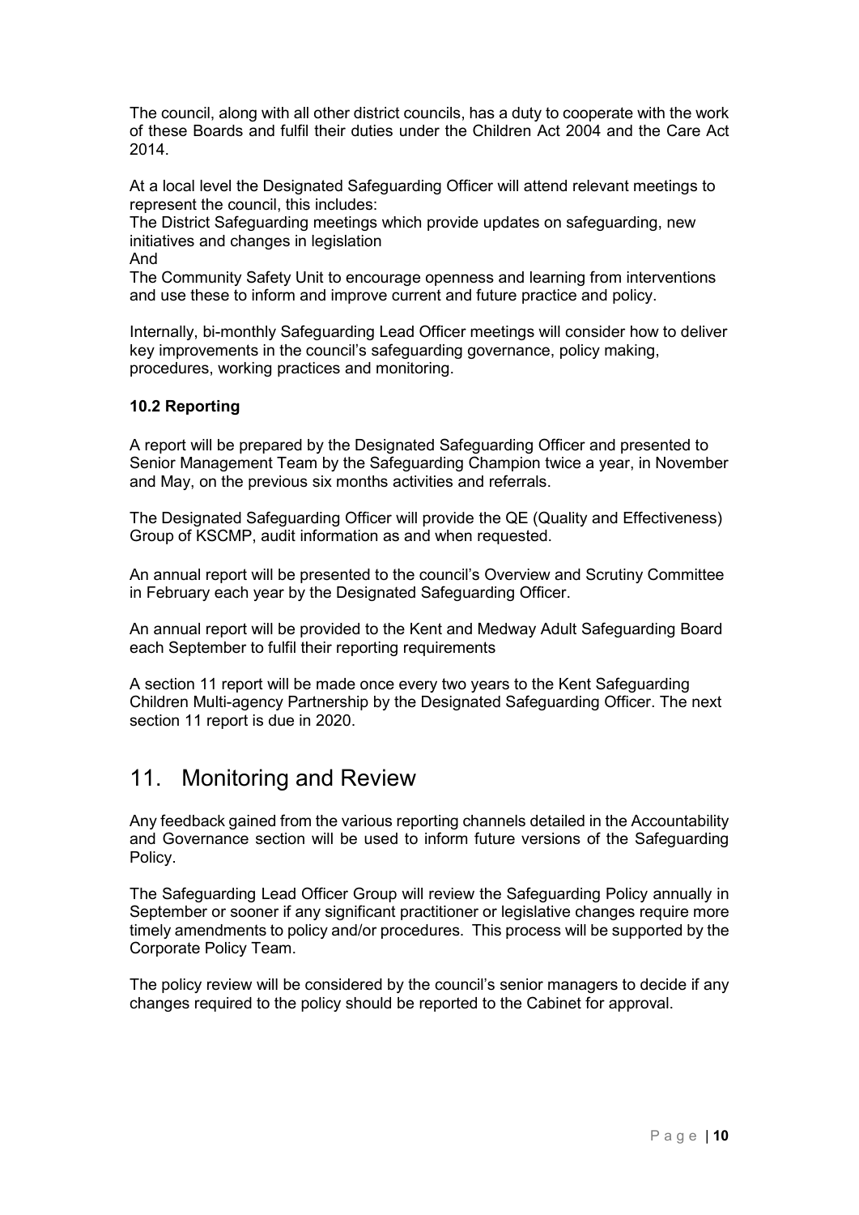The council, along with all other district councils, has a duty to cooperate with the work of these Boards and fulfil their duties under the Children Act 2004 and the Care Act 2014.

At a local level the Designated Safeguarding Officer will attend relevant meetings to represent the council, this includes:
The District Safeguarding meetings which provide updates on safeguarding, new initiatives and changes in legislation
And
The Community Safety Unit to encourage openness and learning from interventions and use these to inform and improve current and future practice and policy.

Internally, bi-monthly Safeguarding Lead Officer meetings will consider how to deliver key improvements in the council's safeguarding governance, policy making, procedures, working practices and monitoring.

### 10.2 Reporting

A report will be prepared by the Designated Safeguarding Officer and presented to Senior Management Team by the Safeguarding Champion twice a year, in November and May, on the previous six months activities and referrals.

The Designated Safeguarding Officer will provide the QE (Quality and Effectiveness) Group of KSCMP, audit information as and when requested.

An annual report will be presented to the council's Overview and Scrutiny Committee in February each year by the Designated Safeguarding Officer.

An annual report will be provided to the Kent and Medway Adult Safeguarding Board each September to fulfil their reporting requirements

A section 11 report will be made once every two years to the Kent Safeguarding Children Multi-agency Partnership by the Designated Safeguarding Officer. The next section 11 report is due in 2020.

## 11. Monitoring and Review

Any feedback gained from the various reporting channels detailed in the Accountability and Governance section will be used to inform future versions of the Safeguarding Policy.

The Safeguarding Lead Officer Group will review the Safeguarding Policy annually in September or sooner if any significant practitioner or legislative changes require more timely amendments to policy and/or procedures. This process will be supported by the Corporate Policy Team.

The policy review will be considered by the council's senior managers to decide if any changes required to the policy should be reported to the Cabinet for approval.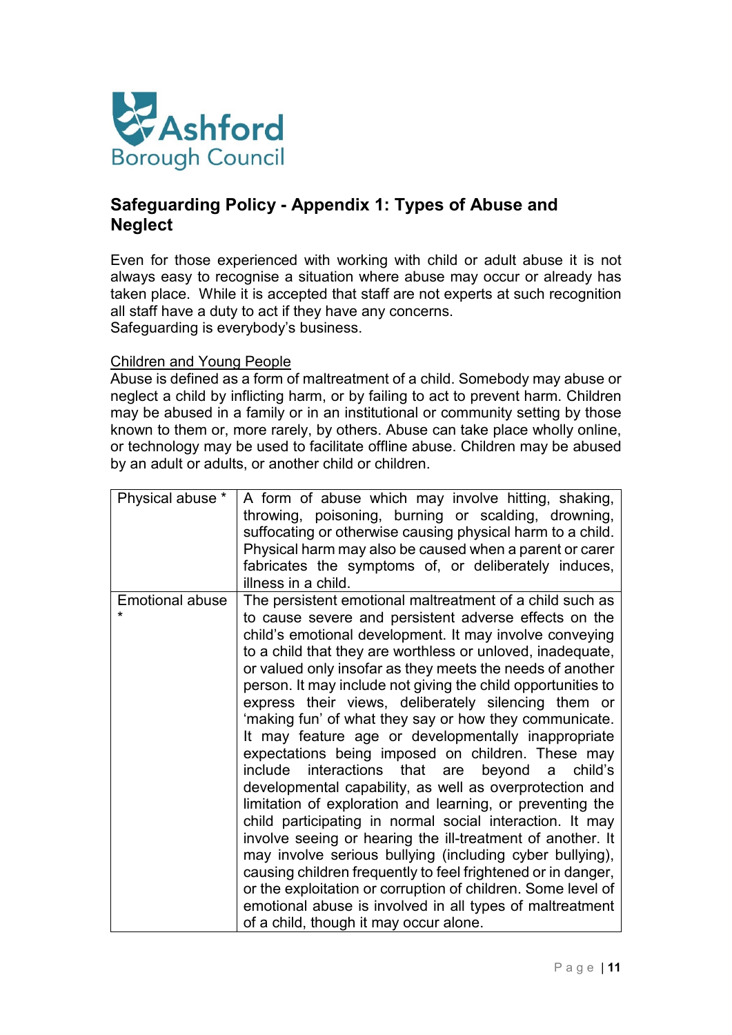Ashford Borough Council

## Safeguarding Policy - Appendix 1: Types of Abuse and Neglect

Even for those experienced with working with child or adult abuse it is not always easy to recognise a situation where abuse may occur or already has taken place. While it is accepted that staff are not experts at such recognition all staff have a duty to act if they have any concerns.
Safeguarding is everybody's business.

Children and Young People

Abuse is defined as a form of maltreatment of a child. Somebody may abuse or neglect a child by inflicting harm, or by failing to act to prevent harm. Children may be abused in a family or in an institutional or community setting by those known to them or, more rarely, by others. Abuse can take place wholly online, or technology may be used to facilitate offline abuse. Children may be abused by an adult or adults, or another child or children.

| | |
|---|---|
| Physical abuse * | A form of abuse which may involve hitting, shaking, throwing, poisoning, burning or scalding, drowning, suffocating or otherwise causing physical harm to a child. Physical harm may also be caused when a parent or carer fabricates the symptoms of, or deliberately induces, illness in a child. |
| Emotional abuse * | The persistent emotional maltreatment of a child such as to cause severe and persistent adverse effects on the child's emotional development. It may involve conveying to a child that they are worthless or unloved, inadequate, or valued only insofar as they meets the needs of another person. It may include not giving the child opportunities to express their views, deliberately silencing them or 'making fun' of what they say or how they communicate. It may feature age or developmentally inappropriate expectations being imposed on children. These may include interactions that are beyond a child's developmental capability, as well as overprotection and limitation of exploration and learning, or preventing the child participating in normal social interaction. It may involve seeing or hearing the ill-treatment of another. It may involve serious bullying (including cyber bullying), causing children frequently to feel frightened or in danger, or the exploitation or corruption of children. Some level of emotional abuse is involved in all types of maltreatment of a child, though it may occur alone. |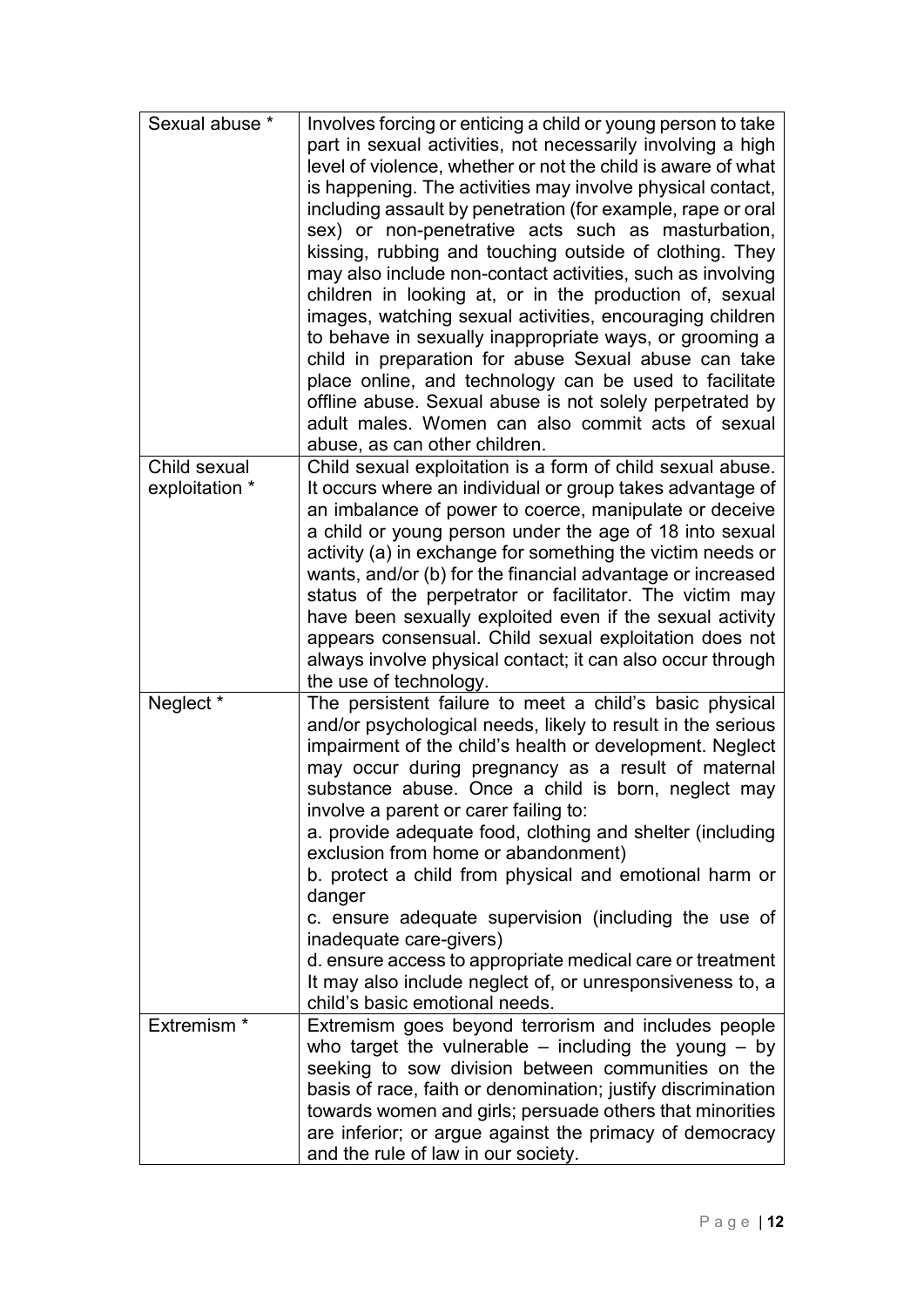| | |
|---|---|
| Sexual abuse * | Involves forcing or enticing a child or young person to take part in sexual activities, not necessarily involving a high level of violence, whether or not the child is aware of what is happening. The activities may involve physical contact, including assault by penetration (for example, rape or oral sex) or non-penetrative acts such as masturbation, kissing, rubbing and touching outside of clothing. They may also include non-contact activities, such as involving children in looking at, or in the production of, sexual images, watching sexual activities, encouraging children to behave in sexually inappropriate ways, or grooming a child in preparation for abuse Sexual abuse can take place online, and technology can be used to facilitate offline abuse. Sexual abuse is not solely perpetrated by adult males. Women can also commit acts of sexual abuse, as can other children. |
| Child sexual exploitation * | Child sexual exploitation is a form of child sexual abuse. It occurs where an individual or group takes advantage of an imbalance of power to coerce, manipulate or deceive a child or young person under the age of 18 into sexual activity (a) in exchange for something the victim needs or wants, and/or (b) for the financial advantage or increased status of the perpetrator or facilitator. The victim may have been sexually exploited even if the sexual activity appears consensual. Child sexual exploitation does not always involve physical contact; it can also occur through the use of technology. |
| Neglect * | The persistent failure to meet a child's basic physical and/or psychological needs, likely to result in the serious impairment of the child's health or development. Neglect may occur during pregnancy as a result of maternal substance abuse. Once a child is born, neglect may involve a parent or carer failing to:<br>a. provide adequate food, clothing and shelter (including exclusion from home or abandonment)<br>b. protect a child from physical and emotional harm or danger<br>c. ensure adequate supervision (including the use of inadequate care-givers)<br>d. ensure access to appropriate medical care or treatment<br>It may also include neglect of, or unresponsiveness to, a child's basic emotional needs. |
| Extremism * | Extremism goes beyond terrorism and includes people who target the vulnerable – including the young – by seeking to sow division between communities on the basis of race, faith or denomination; justify discrimination towards women and girls; persuade others that minorities are inferior; or argue against the primacy of democracy and the rule of law in our society. |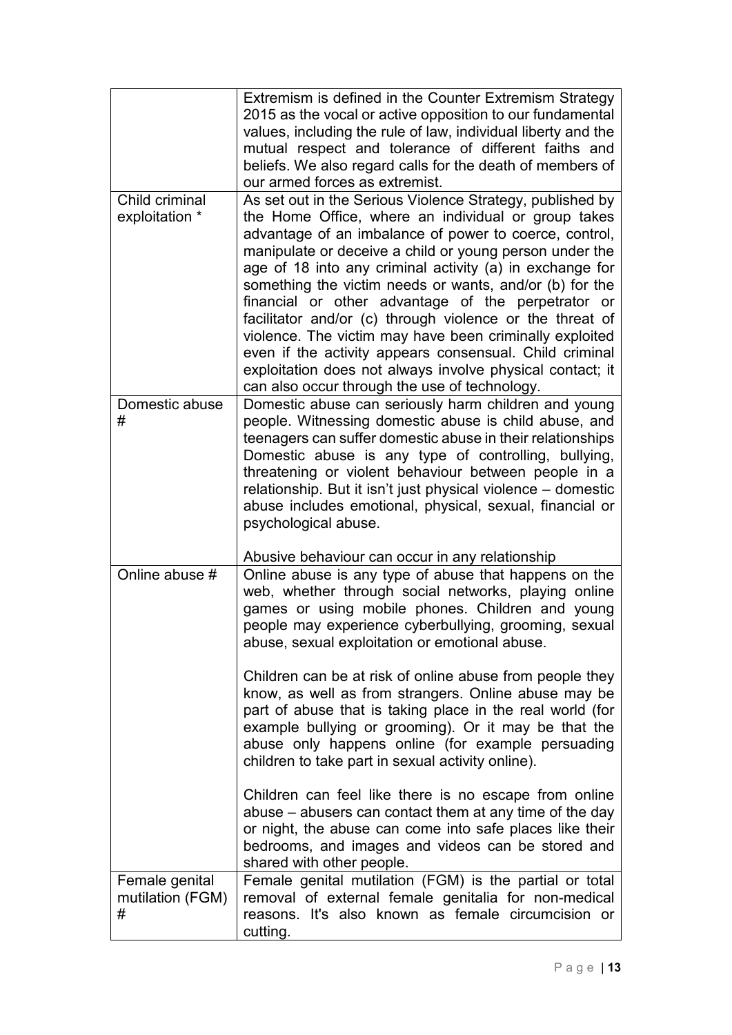| | |
|---|---|
| | Extremism is defined in the Counter Extremism Strategy 2015 as the vocal or active opposition to our fundamental values, including the rule of law, individual liberty and the mutual respect and tolerance of different faiths and beliefs. We also regard calls for the death of members of our armed forces as extremist. |
| Child criminal exploitation * | As set out in the Serious Violence Strategy, published by the Home Office, where an individual or group takes advantage of an imbalance of power to coerce, control, manipulate or deceive a child or young person under the age of 18 into any criminal activity (a) in exchange for something the victim needs or wants, and/or (b) for the financial or other advantage of the perpetrator or facilitator and/or (c) through violence or the threat of violence. The victim may have been criminally exploited even if the activity appears consensual. Child criminal exploitation does not always involve physical contact; it can also occur through the use of technology. |
| Domestic abuse # | Domestic abuse can seriously harm children and young people. Witnessing domestic abuse is child abuse, and teenagers can suffer domestic abuse in their relationships Domestic abuse is any type of controlling, bullying, threatening or violent behaviour between people in a relationship. But it isn't just physical violence – domestic abuse includes emotional, physical, sexual, financial or psychological abuse.<br><br>Abusive behaviour can occur in any relationship |
| Online abuse # | Online abuse is any type of abuse that happens on the web, whether through social networks, playing online games or using mobile phones. Children and young people may experience cyberbullying, grooming, sexual abuse, sexual exploitation or emotional abuse.<br><br>Children can be at risk of online abuse from people they know, as well as from strangers. Online abuse may be part of abuse that is taking place in the real world (for example bullying or grooming). Or it may be that the abuse only happens online (for example persuading children to take part in sexual activity online).<br><br>Children can feel like there is no escape from online abuse – abusers can contact them at any time of the day or night, the abuse can come into safe places like their bedrooms, and images and videos can be stored and shared with other people. |
| Female genital mutilation (FGM) # | Female genital mutilation (FGM) is the partial or total removal of external female genitalia for non-medical reasons. It's also known as female circumcision or cutting. |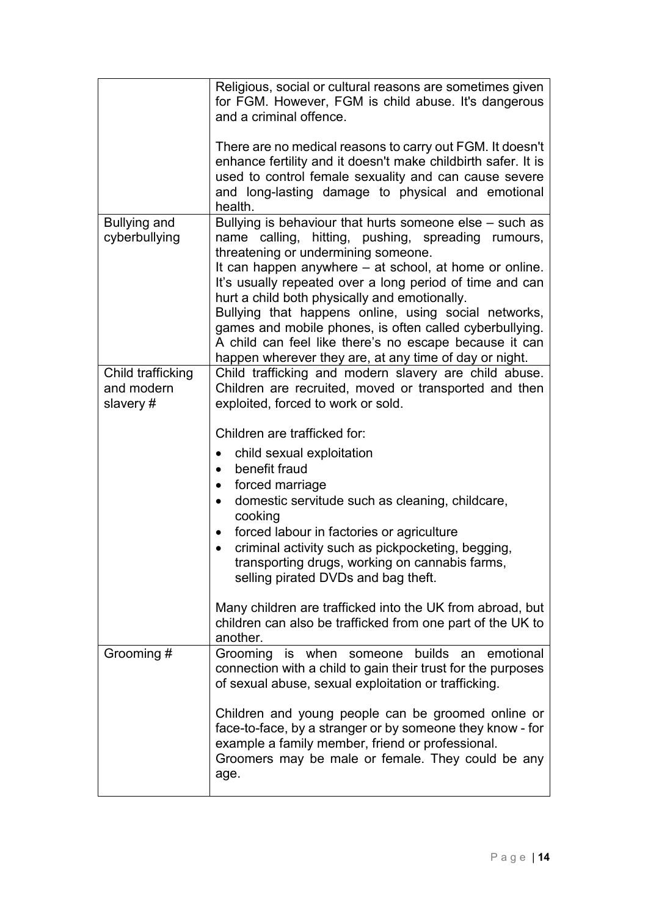| | |
|---|---|
| | Religious, social or cultural reasons are sometimes given for FGM. However, FGM is child abuse. It's dangerous and a criminal offence.<br><br>There are no medical reasons to carry out FGM. It doesn't enhance fertility and it doesn't make childbirth safer. It is used to control female sexuality and can cause severe and long-lasting damage to physical and emotional health. |
| Bullying and cyberbullying | Bullying is behaviour that hurts someone else – such as name calling, hitting, pushing, spreading rumours, threatening or undermining someone.<br>It can happen anywhere – at school, at home or online. It's usually repeated over a long period of time and can hurt a child both physically and emotionally.<br>Bullying that happens online, using social networks, games and mobile phones, is often called cyberbullying. A child can feel like there's no escape because it can happen wherever they are, at any time of day or night. |
| Child trafficking and modern slavery # | Child trafficking and modern slavery are child abuse. Children are recruited, moved or transported and then exploited, forced to work or sold.<br><br>Children are trafficked for:<br>• child sexual exploitation<br>• benefit fraud<br>• forced marriage<br>• domestic servitude such as cleaning, childcare, cooking<br>• forced labour in factories or agriculture<br>• criminal activity such as pickpocketing, begging, transporting drugs, working on cannabis farms, selling pirated DVDs and bag theft.<br><br>Many children are trafficked into the UK from abroad, but children can also be trafficked from one part of the UK to another. |
| Grooming # | Grooming is when someone builds an emotional connection with a child to gain their trust for the purposes of sexual abuse, sexual exploitation or trafficking.<br><br>Children and young people can be groomed online or face-to-face, by a stranger or by someone they know - for example a family member, friend or professional.<br>Groomers may be male or female. They could be any age. |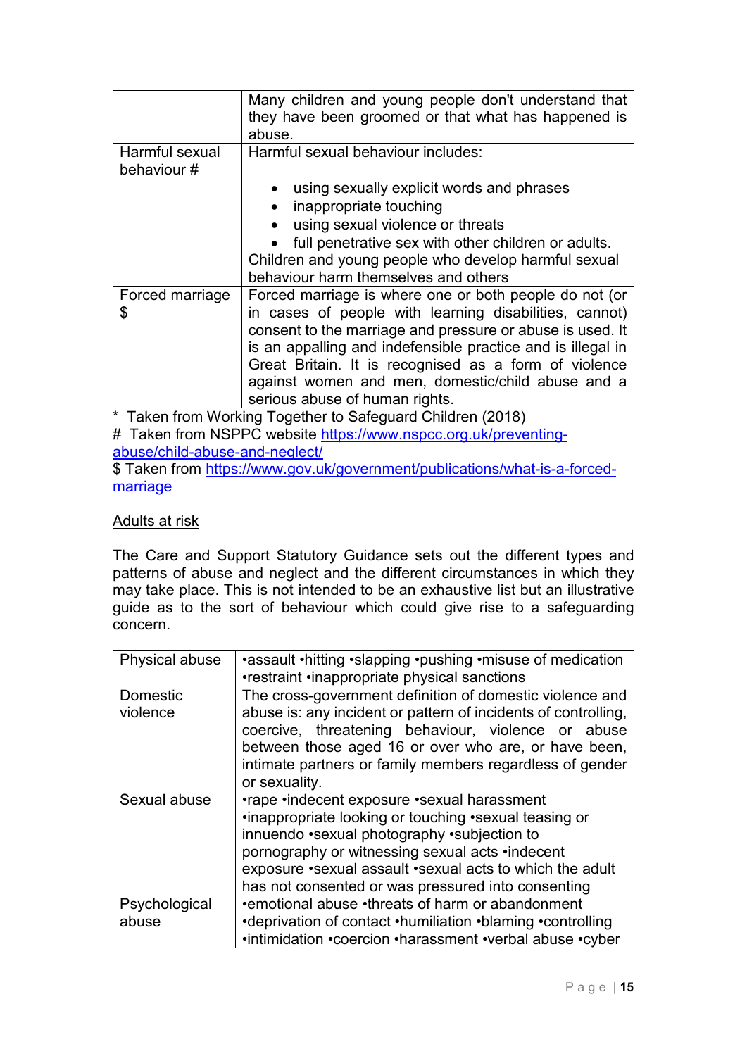| | |
|---|---|
| | Many children and young people don't understand that they have been groomed or that what has happened is abuse. |
| Harmful sexual behaviour # | Harmful sexual behaviour includes:<br><br>• using sexually explicit words and phrases<br>• inappropriate touching<br>• using sexual violence or threats<br>• full penetrative sex with other children or adults.<br>Children and young people who develop harmful sexual behaviour harm themselves and others |
| Forced marriage $ | Forced marriage is where one or both people do not (or in cases of people with learning disabilities, cannot) consent to the marriage and pressure or abuse is used. It is an appalling and indefensible practice and is illegal in Great Britain. It is recognised as a form of violence against women and men, domestic/child abuse and a serious abuse of human rights. |

\* Taken from Working Together to Safeguard Children (2018)
\# Taken from NSPPC website https://www.nspcc.org.uk/preventing-abuse/child-abuse-and-neglect/
$ Taken from https://www.gov.uk/government/publications/what-is-a-forced-marriage

<u>Adults at risk</u>

The Care and Support Statutory Guidance sets out the different types and patterns of abuse and neglect and the different circumstances in which they may take place. This is not intended to be an exhaustive list but an illustrative guide as to the sort of behaviour which could give rise to a safeguarding concern.

| | |
|---|---|
| Physical abuse | •assault •hitting •slapping •pushing •misuse of medication •restraint •inappropriate physical sanctions |
| Domestic violence | The cross-government definition of domestic violence and abuse is: any incident or pattern of incidents of controlling, coercive, threatening behaviour, violence or abuse between those aged 16 or over who are, or have been, intimate partners or family members regardless of gender or sexuality. |
| Sexual abuse | •rape •indecent exposure •sexual harassment •inappropriate looking or touching •sexual teasing or innuendo •sexual photography •subjection to pornography or witnessing sexual acts •indecent exposure •sexual assault •sexual acts to which the adult has not consented or was pressured into consenting |
| Psychological abuse | •emotional abuse •threats of harm or abandonment •deprivation of contact •humiliation •blaming •controlling •intimidation •coercion •harassment •verbal abuse •cyber |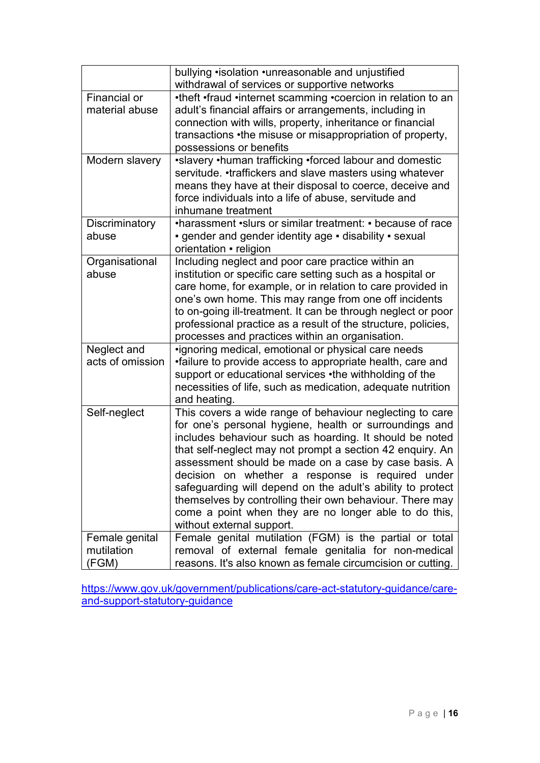| | |
|---|---|
| | bullying •isolation •unreasonable and unjustified withdrawal of services or supportive networks |
| Financial or material abuse | •theft •fraud •internet scamming •coercion in relation to an adult's financial affairs or arrangements, including in connection with wills, property, inheritance or financial transactions •the misuse or misappropriation of property, possessions or benefits |
| Modern slavery | •slavery •human trafficking •forced labour and domestic servitude. •traffickers and slave masters using whatever means they have at their disposal to coerce, deceive and force individuals into a life of abuse, servitude and inhumane treatment |
| Discriminatory abuse | •harassment •slurs or similar treatment: ▪ because of race ▪ gender and gender identity age ▪ disability ▪ sexual orientation ▪ religion |
| Organisational abuse | Including neglect and poor care practice within an institution or specific care setting such as a hospital or care home, for example, or in relation to care provided in one's own home. This may range from one off incidents to on-going ill-treatment. It can be through neglect or poor professional practice as a result of the structure, policies, processes and practices within an organisation. |
| Neglect and acts of omission | •ignoring medical, emotional or physical care needs •failure to provide access to appropriate health, care and support or educational services •the withholding of the necessities of life, such as medication, adequate nutrition and heating. |
| Self-neglect | This covers a wide range of behaviour neglecting to care for one's personal hygiene, health or surroundings and includes behaviour such as hoarding. It should be noted that self-neglect may not prompt a section 42 enquiry. An assessment should be made on a case by case basis. A decision on whether a response is required under safeguarding will depend on the adult's ability to protect themselves by controlling their own behaviour. There may come a point when they are no longer able to do this, without external support. |
| Female genital mutilation (FGM) | Female genital mutilation (FGM) is the partial or total removal of external female genitalia for non-medical reasons. It's also known as female circumcision or cutting. |

https://www.gov.uk/government/publications/care-act-statutory-guidance/care-and-support-statutory-guidance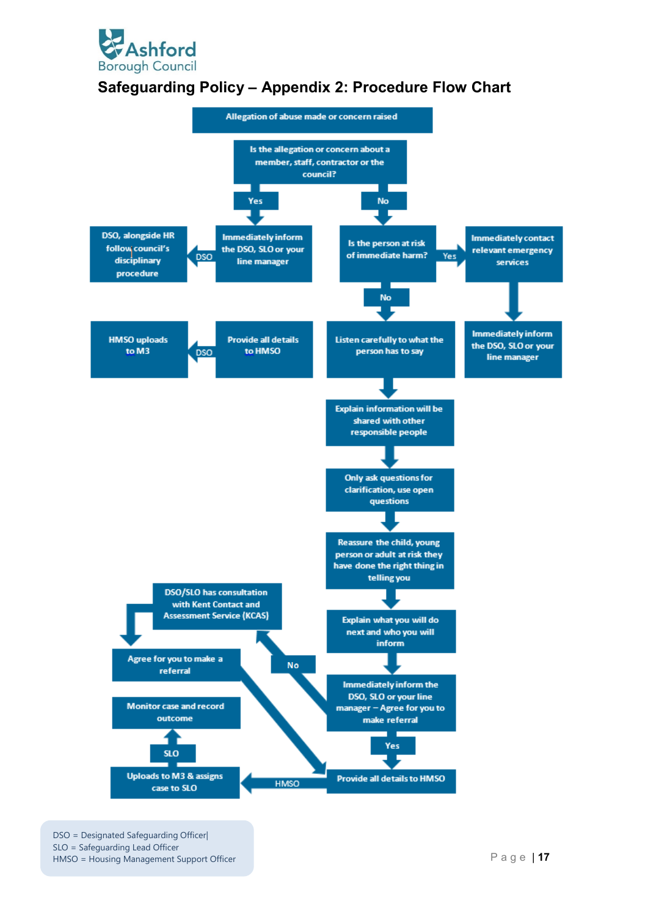Ashford Borough Council

## Safeguarding Policy – Appendix 2: Procedure Flow Chart

Allegation of abuse made or concern raised

Is the allegation or concern about a member, staff, contractor or the council?

Yes

No

DSO, alongside HR follow council's disciplinary procedure

DSO

Immediately inform the DSO, SLO or your line manager

Is the person at risk of immediate harm?

Yes

Immediately contact relevant emergency services

No

HMSO uploads to M3

DSO

Provide all details to HMSO

Listen carefully to what the person has to say

Immediately inform the DSO, SLO or your line manager

Explain information will be shared with other responsible people

Only ask questions for clarification, use open questions

Reassure the child, young person or adult at risk they have done the right thing in telling you

DSO/SLO has consultation with Kent Contact and Assessment Service (KCAS)

Explain what you will do next and who you will inform

Agree for you to make a referral

No

Immediately inform the DSO, SLO or your line manager – Agree for you to make referral

Monitor case and record outcome

Yes

SLO

Uploads to M3 & assigns case to SLO

HMSO

Provide all details to HMSO

DSO = Designated Safeguarding Officer
SLO = Safeguarding Lead Officer
HMSO = Housing Management Support Officer